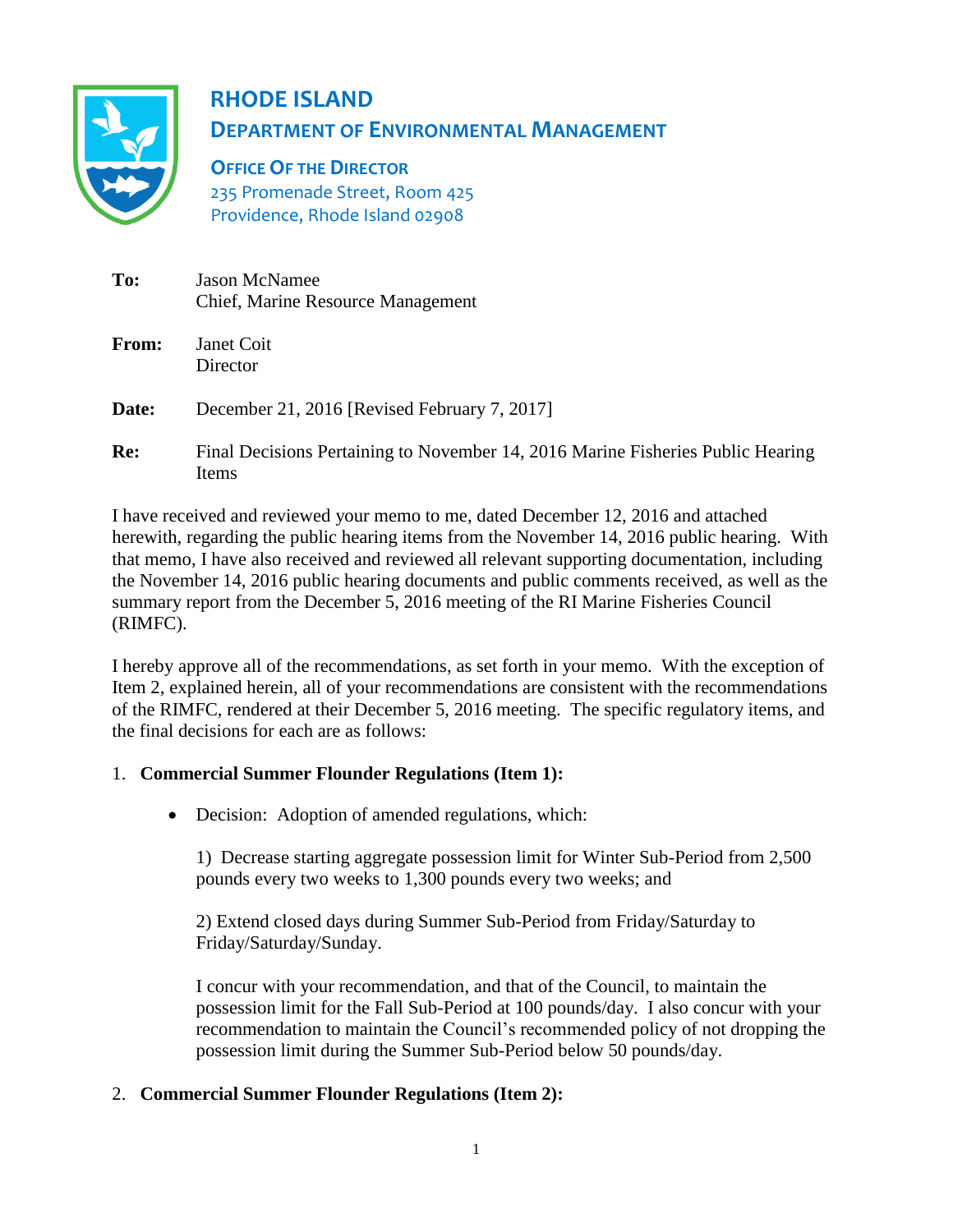# RHODE ISLAND
## DEPARTMENT OF ENVIRONMENTAL MANAGEMENT

**OFFICE OF THE DIRECTOR**
235 Promenade Street, Room 425
Providence, Rhode Island 02908

**To:** Jason McNamee
Chief, Marine Resource Management

**From:** Janet Coit
Director

**Date:** December 21, 2016 [Revised February 7, 2017]

**Re:** Final Decisions Pertaining to November 14, 2016 Marine Fisheries Public Hearing Items

I have received and reviewed your memo to me, dated December 12, 2016 and attached herewith, regarding the public hearing items from the November 14, 2016 public hearing. With that memo, I have also received and reviewed all relevant supporting documentation, including the November 14, 2016 public hearing documents and public comments received, as well as the summary report from the December 5, 2016 meeting of the RI Marine Fisheries Council (RIMFC).

I hereby approve all of the recommendations, as set forth in your memo. With the exception of Item 2, explained herein, all of your recommendations are consistent with the recommendations of the RIMFC, rendered at their December 5, 2016 meeting. The specific regulatory items, and the final decisions for each are as follows:

1. **Commercial Summer Flounder Regulations (Item 1):**

   - Decision: Adoption of amended regulations, which:

     1) Decrease starting aggregate possession limit for Winter Sub-Period from 2,500 pounds every two weeks to 1,300 pounds every two weeks; and

     2) Extend closed days during Summer Sub-Period from Friday/Saturday to Friday/Saturday/Sunday.

     I concur with your recommendation, and that of the Council, to maintain the possession limit for the Fall Sub-Period at 100 pounds/day. I also concur with your recommendation to maintain the Council's recommended policy of not dropping the possession limit during the Summer Sub-Period below 50 pounds/day.

2. **Commercial Summer Flounder Regulations (Item 2):**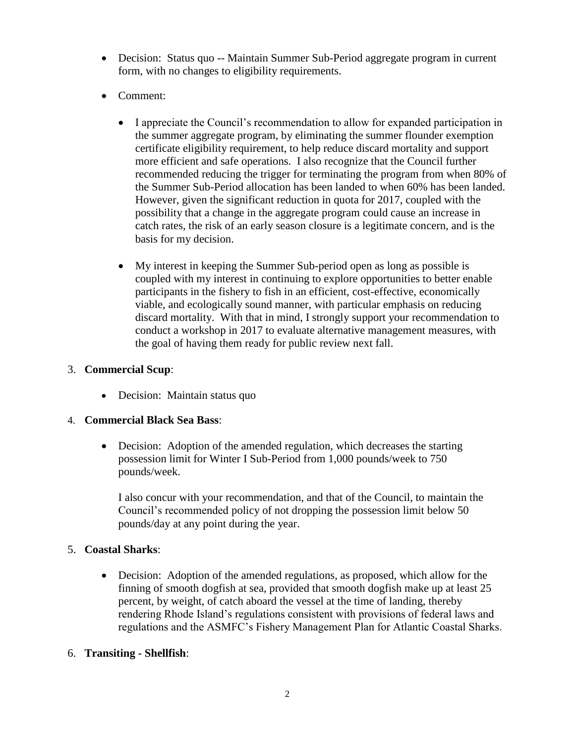- Decision: Status quo -- Maintain Summer Sub-Period aggregate program in current form, with no changes to eligibility requirements.

- Comment:

  - I appreciate the Council's recommendation to allow for expanded participation in the summer aggregate program, by eliminating the summer flounder exemption certificate eligibility requirement, to help reduce discard mortality and support more efficient and safe operations. I also recognize that the Council further recommended reducing the trigger for terminating the program from when 80% of the Summer Sub-Period allocation has been landed to when 60% has been landed. However, given the significant reduction in quota for 2017, coupled with the possibility that a change in the aggregate program could cause an increase in catch rates, the risk of an early season closure is a legitimate concern, and is the basis for my decision.

  - My interest in keeping the Summer Sub-period open as long as possible is coupled with my interest in continuing to explore opportunities to better enable participants in the fishery to fish in an efficient, cost-effective, economically viable, and ecologically sound manner, with particular emphasis on reducing discard mortality. With that in mind, I strongly support your recommendation to conduct a workshop in 2017 to evaluate alternative management measures, with the goal of having them ready for public review next fall.

3. **Commercial Scup**:

   - Decision: Maintain status quo

4. **Commercial Black Sea Bass**:

   - Decision: Adoption of the amended regulation, which decreases the starting possession limit for Winter I Sub-Period from 1,000 pounds/week to 750 pounds/week.

     I also concur with your recommendation, and that of the Council, to maintain the Council's recommended policy of not dropping the possession limit below 50 pounds/day at any point during the year.

5. **Coastal Sharks**:

   - Decision: Adoption of the amended regulations, as proposed, which allow for the finning of smooth dogfish at sea, provided that smooth dogfish make up at least 25 percent, by weight, of catch aboard the vessel at the time of landing, thereby rendering Rhode Island's regulations consistent with provisions of federal laws and regulations and the ASMFC's Fishery Management Plan for Atlantic Coastal Sharks.

6. **Transiting - Shellfish**: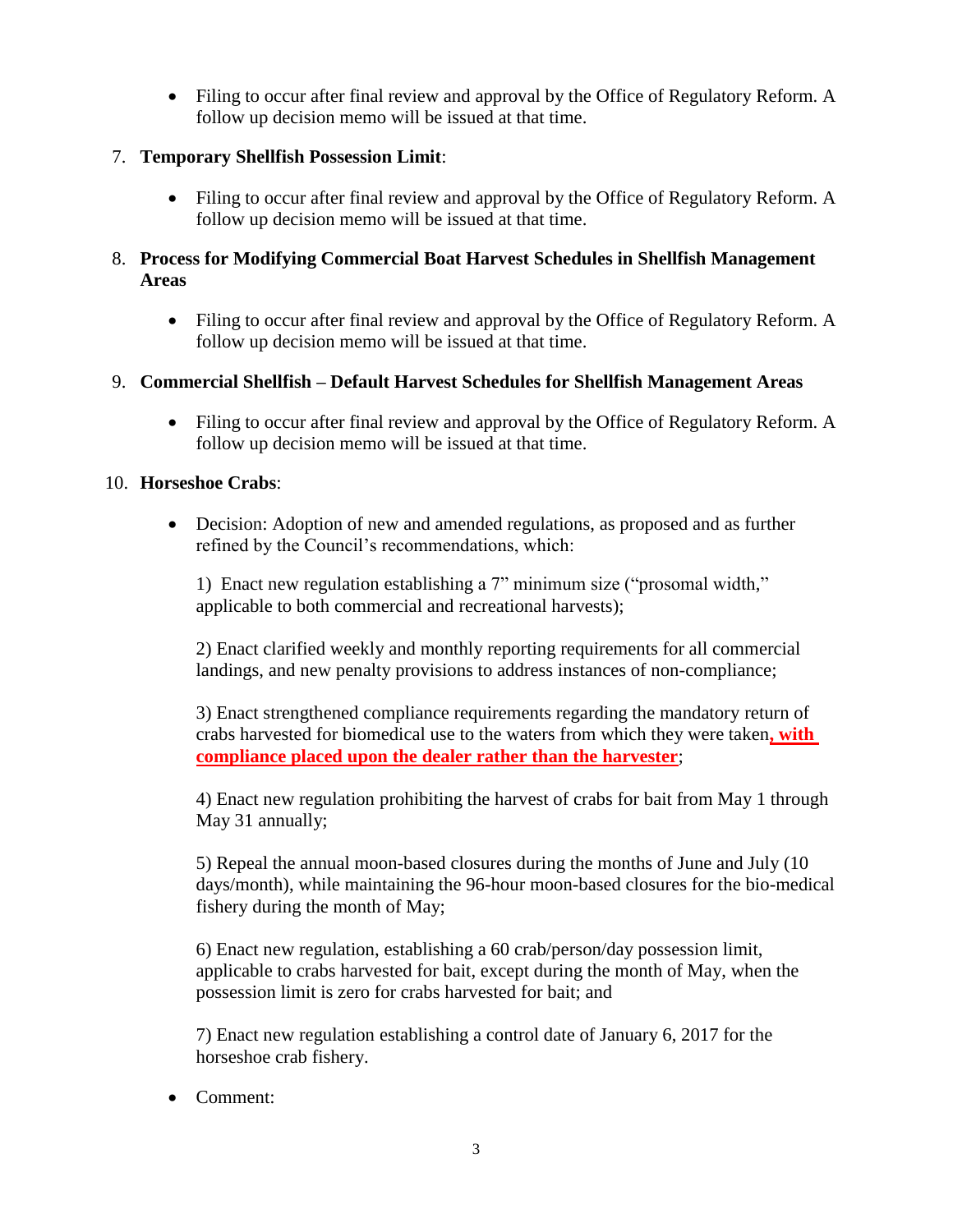- Filing to occur after final review and approval by the Office of Regulatory Reform. A follow up decision memo will be issued at that time.

7. **Temporary Shellfish Possession Limit**:

    - Filing to occur after final review and approval by the Office of Regulatory Reform. A follow up decision memo will be issued at that time.

8. **Process for Modifying Commercial Boat Harvest Schedules in Shellfish Management Areas**

    - Filing to occur after final review and approval by the Office of Regulatory Reform. A follow up decision memo will be issued at that time.

9. **Commercial Shellfish – Default Harvest Schedules for Shellfish Management Areas**

    - Filing to occur after final review and approval by the Office of Regulatory Reform. A follow up decision memo will be issued at that time.

10. **Horseshoe Crabs**:

    - Decision: Adoption of new and amended regulations, as proposed and as further refined by the Council's recommendations, which:

      1) Enact new regulation establishing a 7" minimum size ("prosomal width," applicable to both commercial and recreational harvests);

      2) Enact clarified weekly and monthly reporting requirements for all commercial landings, and new penalty provisions to address instances of non-compliance;

      3) Enact strengthened compliance requirements regarding the mandatory return of crabs harvested for biomedical use to the waters from which they were taken**, with compliance placed upon the dealer rather than the harvester**;

      4) Enact new regulation prohibiting the harvest of crabs for bait from May 1 through May 31 annually;

      5) Repeal the annual moon-based closures during the months of June and July (10 days/month), while maintaining the 96-hour moon-based closures for the bio-medical fishery during the month of May;

      6) Enact new regulation, establishing a 60 crab/person/day possession limit, applicable to crabs harvested for bait, except during the month of May, when the possession limit is zero for crabs harvested for bait; and

      7) Enact new regulation establishing a control date of January 6, 2017 for the horseshoe crab fishery.

    - Comment: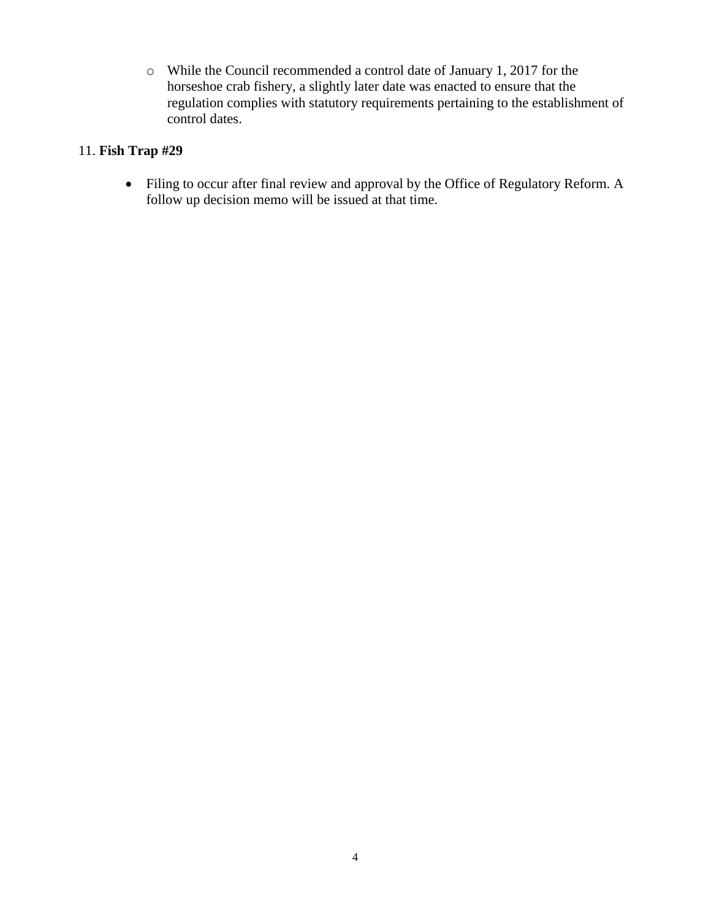- While the Council recommended a control date of January 1, 2017 for the horseshoe crab fishery, a slightly later date was enacted to ensure that the regulation complies with statutory requirements pertaining to the establishment of control dates.

11. **Fish Trap #29**

    - Filing to occur after final review and approval by the Office of Regulatory Reform. A follow up decision memo will be issued at that time.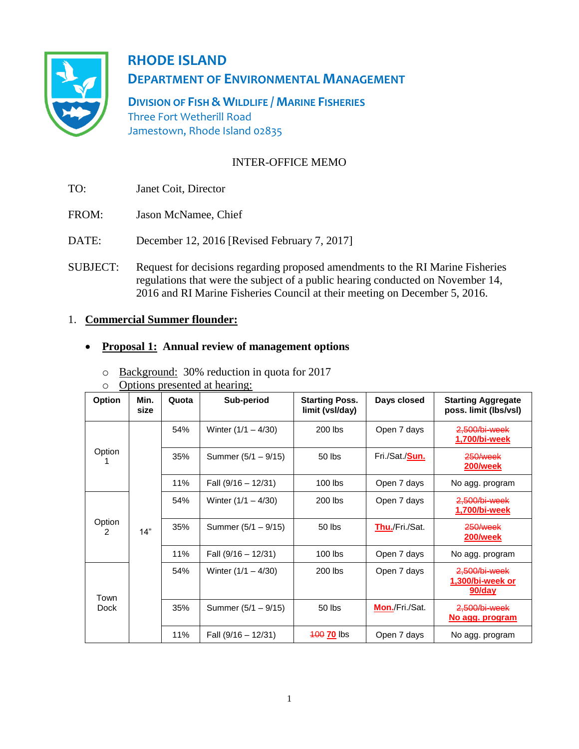# RHODE ISLAND
## DEPARTMENT OF ENVIRONMENTAL MANAGEMENT

**DIVISION OF FISH & WILDLIFE / MARINE FISHERIES**
Three Fort Wetherill Road
Jamestown, Rhode Island 02835

INTER-OFFICE MEMO

TO: Janet Coit, Director

FROM: Jason McNamee, Chief

DATE: December 12, 2016 [Revised February 7, 2017]

SUBJECT: Request for decisions regarding proposed amendments to the RI Marine Fisheries regulations that were the subject of a public hearing conducted on November 14, 2016 and RI Marine Fisheries Council at their meeting on December 5, 2016.

1. **Commercial Summer flounder:**

- **Proposal 1: Annual review of management options**
  - Background: 30% reduction in quota for 2017
  - Options presented at hearing:

| Option | Min. size | Quota | Sub-period | Starting Poss. limit (vsl/day) | Days closed | Starting Aggregate poss. limit (lbs/vsl) |
|---|---|---|---|---|---|---|
| Option 1 | 14" | 54% | Winter (1/1 – 4/30) | 200 lbs | Open 7 days | ~~2,500/bi-week~~ **1,700/bi-week** |
| | | 35% | Summer (5/1 – 9/15) | 50 lbs | Fri./Sat./**Sun.** | ~~250/week~~ **200/week** |
| | | 11% | Fall (9/16 – 12/31) | 100 lbs | Open 7 days | No agg. program |
| Option 2 | | 54% | Winter (1/1 – 4/30) | 200 lbs | Open 7 days | ~~2,500/bi-week~~ **1,700/bi-week** |
| | | 35% | Summer (5/1 – 9/15) | 50 lbs | **Thu.**/Fri./Sat. | ~~250/week~~ **200/week** |
| | | 11% | Fall (9/16 – 12/31) | 100 lbs | Open 7 days | No agg. program |
| Town Dock | | 54% | Winter (1/1 – 4/30) | 200 lbs | Open 7 days | ~~2,500/bi-week~~ **1,300/bi-week or 90/day** |
| | | 35% | Summer (5/1 – 9/15) | 50 lbs | **Mon.**/Fri./Sat. | ~~2,500/bi-week~~ **No agg. program** |
| | | 11% | Fall (9/16 – 12/31) | ~~100~~ **70** lbs | Open 7 days | No agg. program |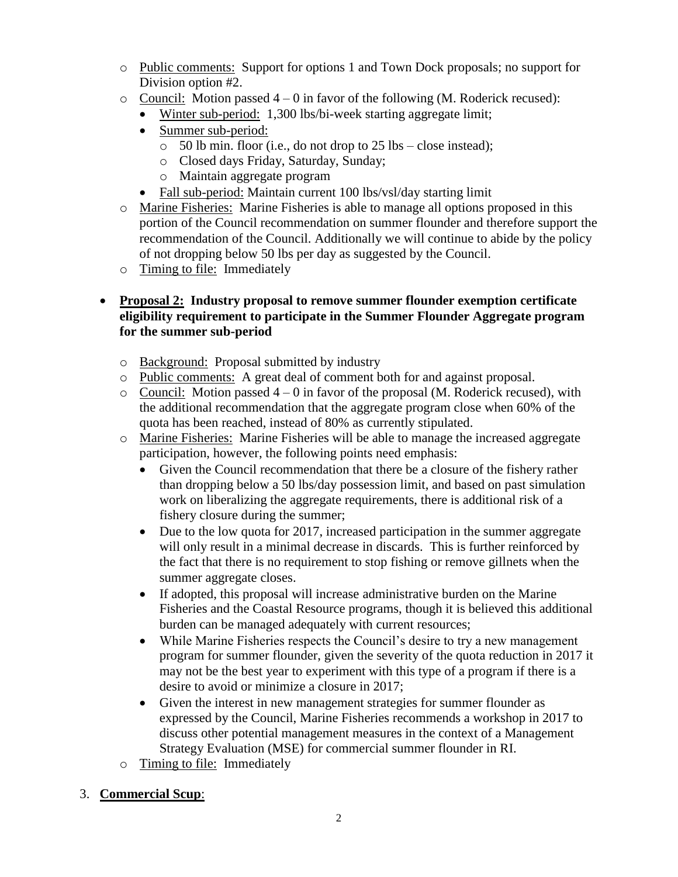- Public comments: Support for options 1 and Town Dock proposals; no support for Division option #2.
- Council: Motion passed 4 – 0 in favor of the following (M. Roderick recused):
  - Winter sub-period: 1,300 lbs/bi-week starting aggregate limit;
  - Summer sub-period:
    - 50 lb min. floor (i.e., do not drop to 25 lbs – close instead);
    - Closed days Friday, Saturday, Sunday;
    - Maintain aggregate program
  - Fall sub-period: Maintain current 100 lbs/vsl/day starting limit
- Marine Fisheries: Marine Fisheries is able to manage all options proposed in this portion of the Council recommendation on summer flounder and therefore support the recommendation of the Council. Additionally we will continue to abide by the policy of not dropping below 50 lbs per day as suggested by the Council.
- Timing to file: Immediately

- **Proposal 2: Industry proposal to remove summer flounder exemption certificate eligibility requirement to participate in the Summer Flounder Aggregate program for the summer sub-period**
  - Background: Proposal submitted by industry
  - Public comments: A great deal of comment both for and against proposal.
  - Council: Motion passed 4 – 0 in favor of the proposal (M. Roderick recused), with the additional recommendation that the aggregate program close when 60% of the quota has been reached, instead of 80% as currently stipulated.
  - Marine Fisheries: Marine Fisheries will be able to manage the increased aggregate participation, however, the following points need emphasis:
    - Given the Council recommendation that there be a closure of the fishery rather than dropping below a 50 lbs/day possession limit, and based on past simulation work on liberalizing the aggregate requirements, there is additional risk of a fishery closure during the summer;
    - Due to the low quota for 2017, increased participation in the summer aggregate will only result in a minimal decrease in discards. This is further reinforced by the fact that there is no requirement to stop fishing or remove gillnets when the summer aggregate closes.
    - If adopted, this proposal will increase administrative burden on the Marine Fisheries and the Coastal Resource programs, though it is believed this additional burden can be managed adequately with current resources;
    - While Marine Fisheries respects the Council's desire to try a new management program for summer flounder, given the severity of the quota reduction in 2017 it may not be the best year to experiment with this type of a program if there is a desire to avoid or minimize a closure in 2017;
    - Given the interest in new management strategies for summer flounder as expressed by the Council, Marine Fisheries recommends a workshop in 2017 to discuss other potential management measures in the context of a Management Strategy Evaluation (MSE) for commercial summer flounder in RI.
  - Timing to file: Immediately

3. **Commercial Scup**: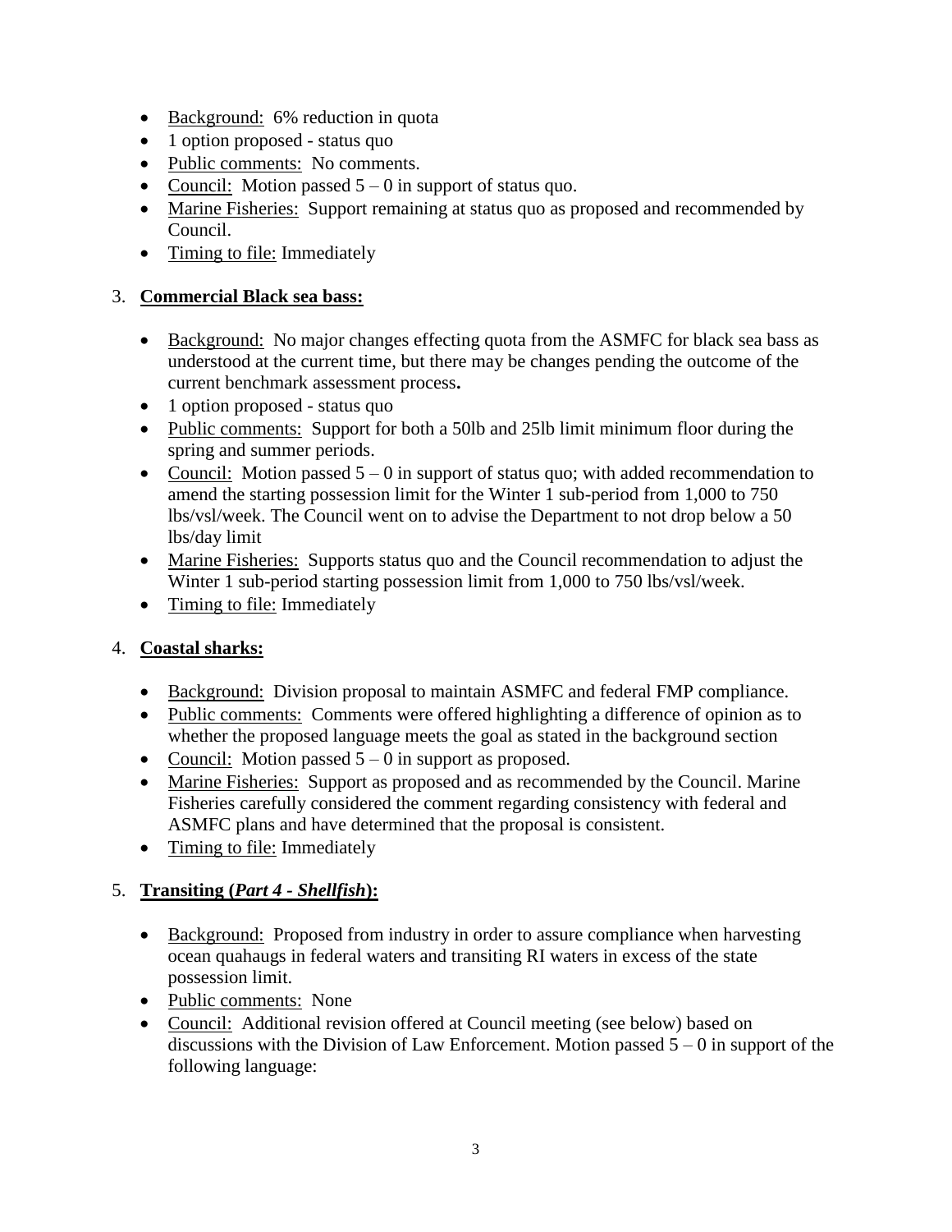- Background: 6% reduction in quota
- 1 option proposed - status quo
- Public comments: No comments.
- Council: Motion passed 5 – 0 in support of status quo.
- Marine Fisheries: Support remaining at status quo as proposed and recommended by Council.
- Timing to file: Immediately

3. **Commercial Black sea bass:**

   - Background: No major changes effecting quota from the ASMFC for black sea bass as understood at the current time, but there may be changes pending the outcome of the current benchmark assessment process**.**
   - 1 option proposed - status quo
   - Public comments: Support for both a 50lb and 25lb limit minimum floor during the spring and summer periods.
   - Council: Motion passed 5 – 0 in support of status quo; with added recommendation to amend the starting possession limit for the Winter 1 sub-period from 1,000 to 750 lbs/vsl/week. The Council went on to advise the Department to not drop below a 50 lbs/day limit
   - Marine Fisheries: Supports status quo and the Council recommendation to adjust the Winter 1 sub-period starting possession limit from 1,000 to 750 lbs/vsl/week.
   - Timing to file: Immediately

4. **Coastal sharks:**

   - Background: Division proposal to maintain ASMFC and federal FMP compliance.
   - Public comments: Comments were offered highlighting a difference of opinion as to whether the proposed language meets the goal as stated in the background section
   - Council: Motion passed 5 – 0 in support as proposed.
   - Marine Fisheries: Support as proposed and as recommended by the Council. Marine Fisheries carefully considered the comment regarding consistency with federal and ASMFC plans and have determined that the proposal is consistent.
   - Timing to file: Immediately

5. **Transiting (*Part 4 - Shellfish*):**

   - Background: Proposed from industry in order to assure compliance when harvesting ocean quahaugs in federal waters and transiting RI waters in excess of the state possession limit.
   - Public comments: None
   - Council: Additional revision offered at Council meeting (see below) based on discussions with the Division of Law Enforcement. Motion passed 5 – 0 in support of the following language: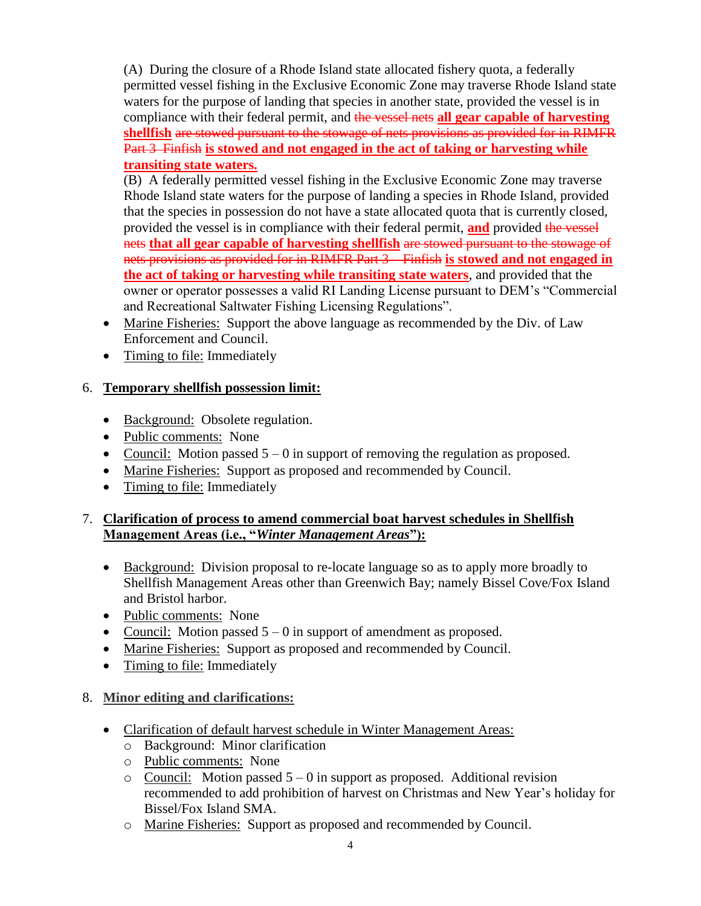(A) During the closure of a Rhode Island state allocated fishery quota, a federally permitted vessel fishing in the Exclusive Economic Zone may traverse Rhode Island state waters for the purpose of landing that species in another state, provided the vessel is in compliance with their federal permit, and ~~the vessel nets~~ **all gear capable of harvesting shellfish** ~~are stowed pursuant to the stowage of nets provisions as provided for in RIMFR Part 3 Finfish~~ **is stowed and not engaged in the act of taking or harvesting while transiting state waters.**

(B) A federally permitted vessel fishing in the Exclusive Economic Zone may traverse Rhode Island state waters for the purpose of landing a species in Rhode Island, provided that the species in possession do not have a state allocated quota that is currently closed, provided the vessel is in compliance with their federal permit, **and** provided ~~the vessel nets~~ **that all gear capable of harvesting shellfish** ~~are stowed pursuant to the stowage of nets provisions as provided for in RIMFR Part 3 – Finfish~~ **is stowed and not engaged in the act of taking or harvesting while transiting state waters**, and provided that the owner or operator possesses a valid RI Landing License pursuant to DEM's "Commercial and Recreational Saltwater Fishing Licensing Regulations".

- Marine Fisheries: Support the above language as recommended by the Div. of Law Enforcement and Council.
- Timing to file: Immediately

6. **Temporary shellfish possession limit:**

   - Background: Obsolete regulation.
   - Public comments: None
   - Council: Motion passed 5 – 0 in support of removing the regulation as proposed.
   - Marine Fisheries: Support as proposed and recommended by Council.
   - Timing to file: Immediately

7. **Clarification of process to amend commercial boat harvest schedules in Shellfish Management Areas (i.e., "*Winter Management Areas*"):**

   - Background: Division proposal to re-locate language so as to apply more broadly to Shellfish Management Areas other than Greenwich Bay; namely Bissel Cove/Fox Island and Bristol harbor.
   - Public comments: None
   - Council: Motion passed 5 – 0 in support of amendment as proposed.
   - Marine Fisheries: Support as proposed and recommended by Council.
   - Timing to file: Immediately

8. **Minor editing and clarifications:**

   - Clarification of default harvest schedule in Winter Management Areas:
     - Background: Minor clarification
     - Public comments: None
     - Council: Motion passed 5 – 0 in support as proposed. Additional revision recommended to add prohibition of harvest on Christmas and New Year's holiday for Bissel/Fox Island SMA.
     - Marine Fisheries: Support as proposed and recommended by Council.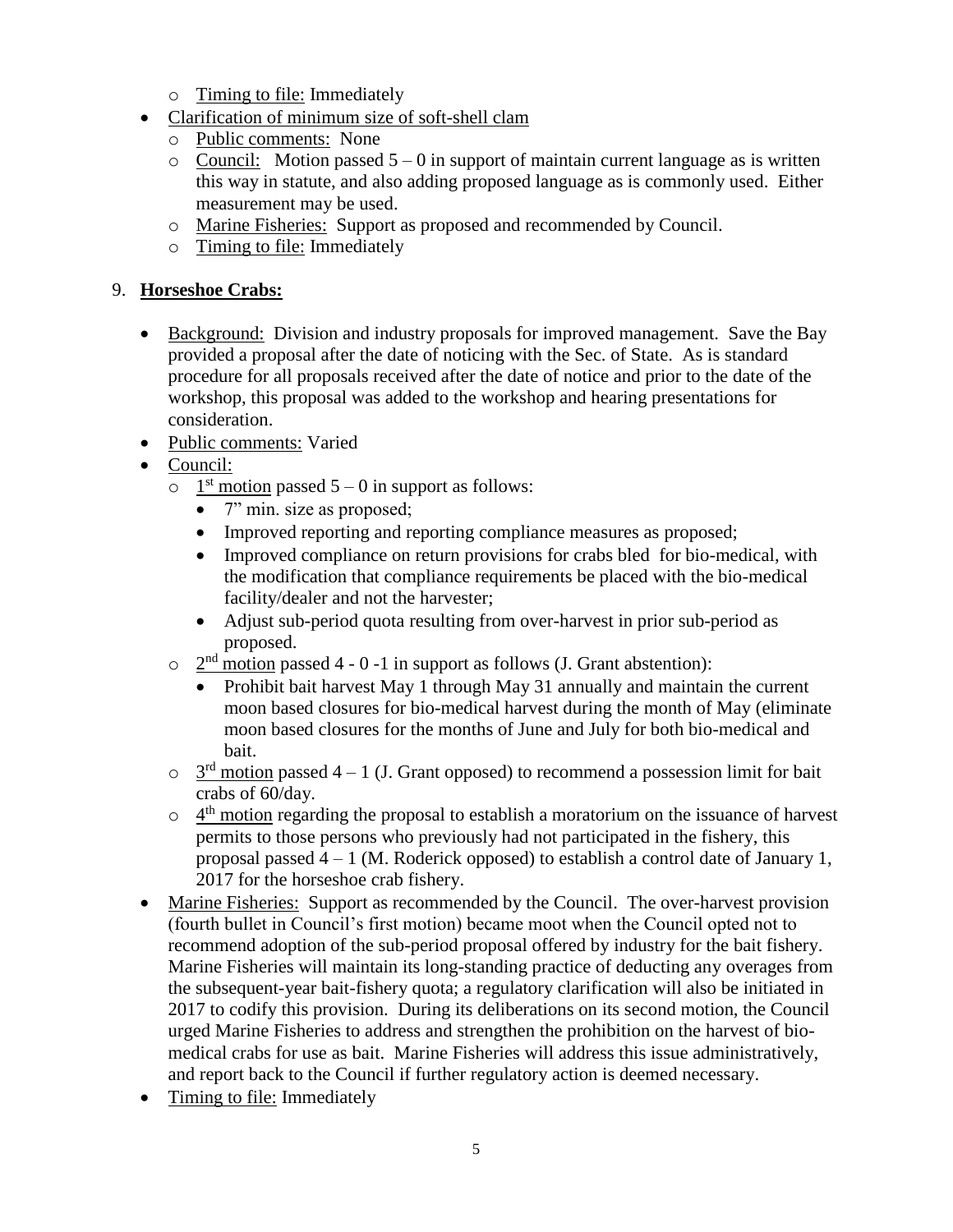- Timing to file: Immediately
- Clarification of minimum size of soft-shell clam
  - Public comments: None
  - Council: Motion passed 5 – 0 in support of maintain current language as is written this way in statute, and also adding proposed language as is commonly used. Either measurement may be used.
  - Marine Fisheries: Support as proposed and recommended by Council.
  - Timing to file: Immediately

9. **Horseshoe Crabs:**

- Background: Division and industry proposals for improved management. Save the Bay provided a proposal after the date of noticing with the Sec. of State. As is standard procedure for all proposals received after the date of notice and prior to the date of the workshop, this proposal was added to the workshop and hearing presentations for consideration.
- Public comments: Varied
- Council:
  - 1st motion passed 5 – 0 in support as follows:
    - 7" min. size as proposed;
    - Improved reporting and reporting compliance measures as proposed;
    - Improved compliance on return provisions for crabs bled for bio-medical, with the modification that compliance requirements be placed with the bio-medical facility/dealer and not the harvester;
    - Adjust sub-period quota resulting from over-harvest in prior sub-period as proposed.
  - 2nd motion passed 4 - 0 -1 in support as follows (J. Grant abstention):
    - Prohibit bait harvest May 1 through May 31 annually and maintain the current moon based closures for bio-medical harvest during the month of May (eliminate moon based closures for the months of June and July for both bio-medical and bait.
  - 3rd motion passed 4 – 1 (J. Grant opposed) to recommend a possession limit for bait crabs of 60/day.
  - 4th motion regarding the proposal to establish a moratorium on the issuance of harvest permits to those persons who previously had not participated in the fishery, this proposal passed 4 – 1 (M. Roderick opposed) to establish a control date of January 1, 2017 for the horseshoe crab fishery.
- Marine Fisheries: Support as recommended by the Council. The over-harvest provision (fourth bullet in Council's first motion) became moot when the Council opted not to recommend adoption of the sub-period proposal offered by industry for the bait fishery. Marine Fisheries will maintain its long-standing practice of deducting any overages from the subsequent-year bait-fishery quota; a regulatory clarification will also be initiated in 2017 to codify this provision. During its deliberations on its second motion, the Council urged Marine Fisheries to address and strengthen the prohibition on the harvest of bio-medical crabs for use as bait. Marine Fisheries will address this issue administratively, and report back to the Council if further regulatory action is deemed necessary.
- Timing to file: Immediately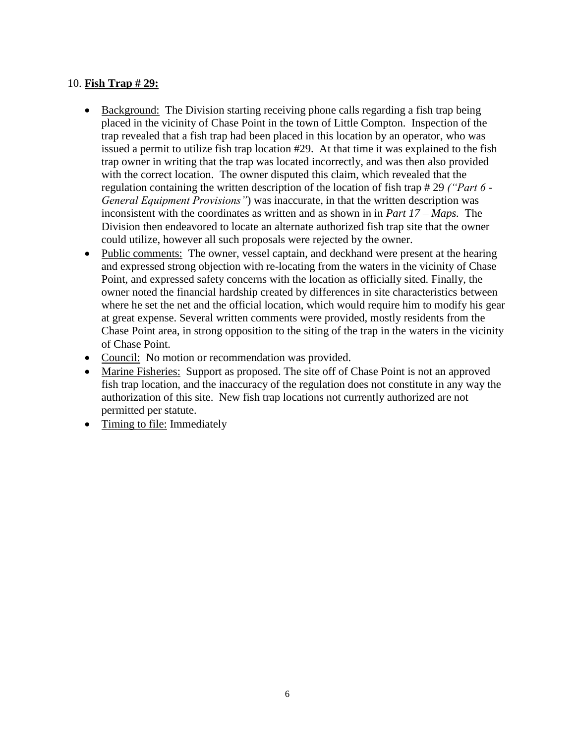10. **Fish Trap # 29:**

- Background: The Division starting receiving phone calls regarding a fish trap being placed in the vicinity of Chase Point in the town of Little Compton. Inspection of the trap revealed that a fish trap had been placed in this location by an operator, who was issued a permit to utilize fish trap location #29. At that time it was explained to the fish trap owner in writing that the trap was located incorrectly, and was then also provided with the correct location. The owner disputed this claim, which revealed that the regulation containing the written description of the location of fish trap # 29 *("Part 6 - General Equipment Provisions"*) was inaccurate, in that the written description was inconsistent with the coordinates as written and as shown in in *Part 17 – Maps.* The Division then endeavored to locate an alternate authorized fish trap site that the owner could utilize, however all such proposals were rejected by the owner.
- Public comments: The owner, vessel captain, and deckhand were present at the hearing and expressed strong objection with re-locating from the waters in the vicinity of Chase Point, and expressed safety concerns with the location as officially sited. Finally, the owner noted the financial hardship created by differences in site characteristics between where he set the net and the official location, which would require him to modify his gear at great expense. Several written comments were provided, mostly residents from the Chase Point area, in strong opposition to the siting of the trap in the waters in the vicinity of Chase Point.
- Council: No motion or recommendation was provided.
- Marine Fisheries: Support as proposed. The site off of Chase Point is not an approved fish trap location, and the inaccuracy of the regulation does not constitute in any way the authorization of this site. New fish trap locations not currently authorized are not permitted per statute.
- Timing to file: Immediately